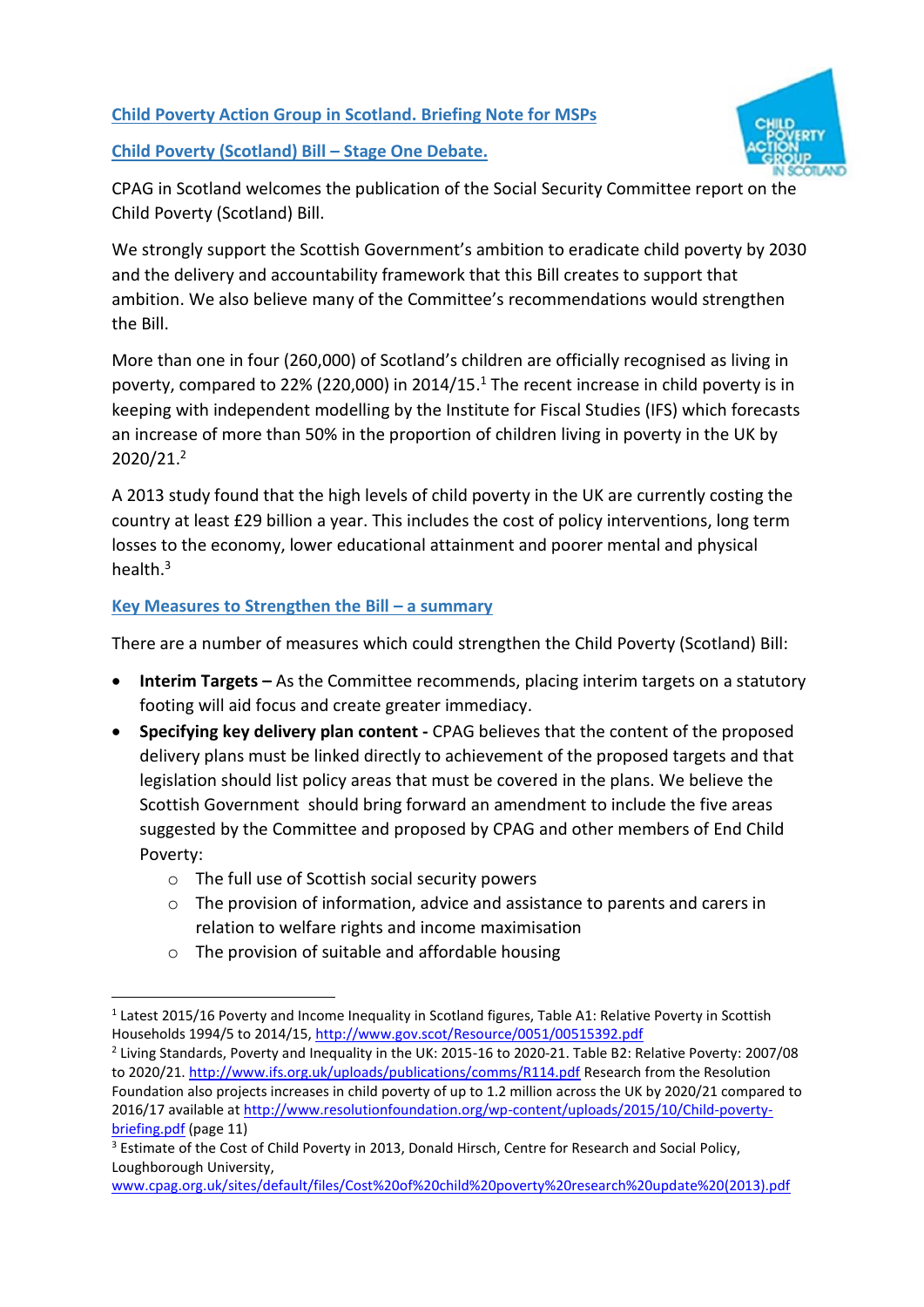## Child Poverty Action Group in Scotland. Briefing Note for MSPs

## Child Poverty (Scotland) Bill – Stage One Debate.

CPAG in Scotland welcomes the publication of the Social Security Committee report on the Child Poverty (Scotland) Bill.

We strongly support the Scottish Government's ambition to eradicate child poverty by 2030 and the delivery and accountability framework that this Bill creates to support that ambition. We also believe many of the Committee's recommendations would strengthen the Bill.

More than one in four (260,000) of Scotland's children are officially recognised as living in poverty, compared to 22% (220,000) in 2014/15.[1] The recent increase in child poverty is in keeping with independent modelling by the Institute for Fiscal Studies (IFS) which forecasts an increase of more than 50% in the proportion of children living in poverty in the UK by 2020/21.[2]

A 2013 study found that the high levels of child poverty in the UK are currently costing the country at least £29 billion a year. This includes the cost of policy interventions, long term losses to the economy, lower educational attainment and poorer mental and physical health.[3]

### Key Measures to Strengthen the Bill – a summary

There are a number of measures which could strengthen the Child Poverty (Scotland) Bill:

- **Interim Targets –** As the Committee recommends, placing interim targets on a statutory footing will aid focus and create greater immediacy.
- **Specifying key delivery plan content -** CPAG believes that the content of the proposed delivery plans must be linked directly to achievement of the proposed targets and that legislation should list policy areas that must be covered in the plans. We believe the Scottish Government should bring forward an amendment to include the five areas suggested by the Committee and proposed by CPAG and other members of End Child Poverty:
  - The full use of Scottish social security powers
  - The provision of information, advice and assistance to parents and carers in relation to welfare rights and income maximisation
  - The provision of suitable and affordable housing

---

[1] Latest 2015/16 Poverty and Income Inequality in Scotland figures, Table A1: Relative Poverty in Scottish Households 1994/5 to 2014/15, http://www.gov.scot/Resource/0051/00515392.pdf

[2] Living Standards, Poverty and Inequality in the UK: 2015-16 to 2020-21. Table B2: Relative Poverty: 2007/08 to 2020/21. http://www.ifs.org.uk/uploads/publications/comms/R114.pdf Research from the Resolution Foundation also projects increases in child poverty of up to 1.2 million across the UK by 2020/21 compared to 2016/17 available at http://www.resolutionfoundation.org/wp-content/uploads/2015/10/Child-poverty-briefing.pdf (page 11)

[3] Estimate of the Cost of Child Poverty in 2013, Donald Hirsch, Centre for Research and Social Policy, Loughborough University, www.cpag.org.uk/sites/default/files/Cost%20of%20child%20poverty%20research%20update%20(2013).pdf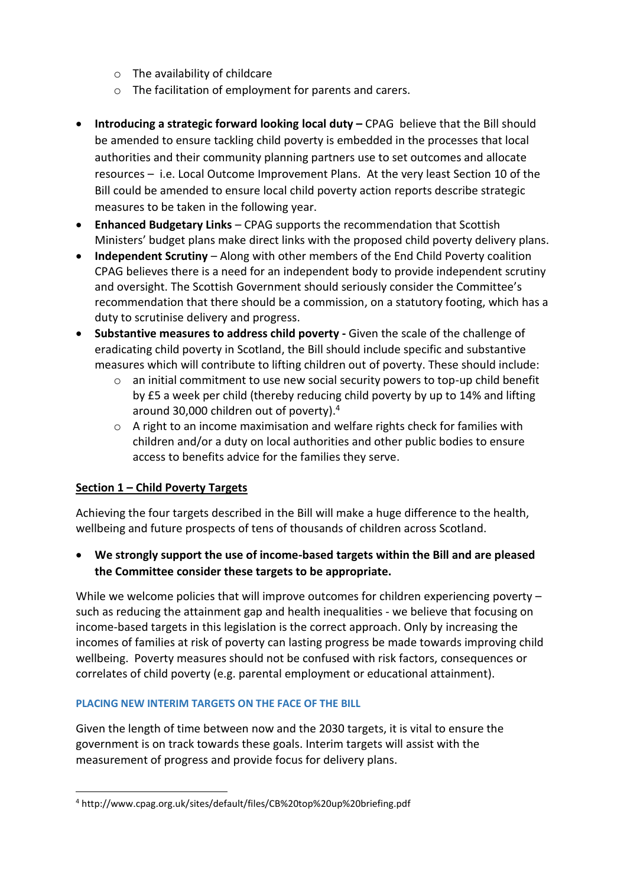- The availability of childcare
    - The facilitation of employment for parents and carers.

- **Introducing a strategic forward looking local duty –** CPAG believe that the Bill should be amended to ensure tackling child poverty is embedded in the processes that local authorities and their community planning partners use to set outcomes and allocate resources – i.e. Local Outcome Improvement Plans. At the very least Section 10 of the Bill could be amended to ensure local child poverty action reports describe strategic measures to be taken in the following year.
- **Enhanced Budgetary Links** – CPAG supports the recommendation that Scottish Ministers' budget plans make direct links with the proposed child poverty delivery plans.
- **Independent Scrutiny** – Along with other members of the End Child Poverty coalition CPAG believes there is a need for an independent body to provide independent scrutiny and oversight. The Scottish Government should seriously consider the Committee's recommendation that there should be a commission, on a statutory footing, which has a duty to scrutinise delivery and progress.
- **Substantive measures to address child poverty -** Given the scale of the challenge of eradicating child poverty in Scotland, the Bill should include specific and substantive measures which will contribute to lifting children out of poverty. These should include:
    - an initial commitment to use new social security powers to top-up child benefit by £5 a week per child (thereby reducing child poverty by up to 14% and lifting around 30,000 children out of poverty).[4]
    - A right to an income maximisation and welfare rights check for families with children and/or a duty on local authorities and other public bodies to ensure access to benefits advice for the families they serve.

## Section 1 – Child Poverty Targets

Achieving the four targets described in the Bill will make a huge difference to the health, wellbeing and future prospects of tens of thousands of children across Scotland.

- **We strongly support the use of income-based targets within the Bill and are pleased the Committee consider these targets to be appropriate.**

While we welcome policies that will improve outcomes for children experiencing poverty – such as reducing the attainment gap and health inequalities - we believe that focusing on income-based targets in this legislation is the correct approach. Only by increasing the incomes of families at risk of poverty can lasting progress be made towards improving child wellbeing. Poverty measures should not be confused with risk factors, consequences or correlates of child poverty (e.g. parental employment or educational attainment).

### PLACING NEW INTERIM TARGETS ON THE FACE OF THE BILL

Given the length of time between now and the 2030 targets, it is vital to ensure the government is on track towards these goals. Interim targets will assist with the measurement of progress and provide focus for delivery plans.

---

[4] http://www.cpag.org.uk/sites/default/files/CB%20top%20up%20briefing.pdf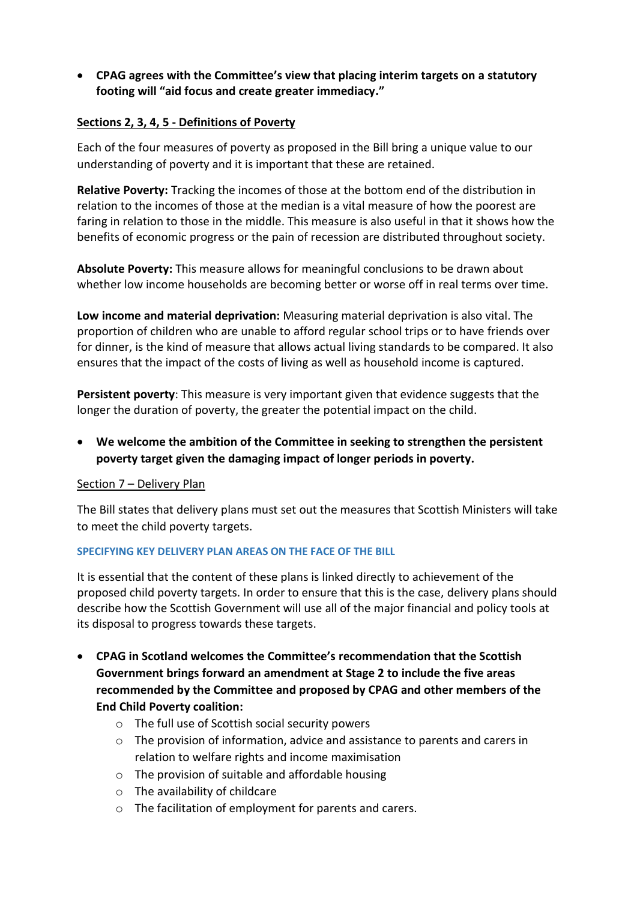- **CPAG agrees with the Committee's view that placing interim targets on a statutory footing will "aid focus and create greater immediacy."**

## Sections 2, 3, 4, 5 - Definitions of Poverty

Each of the four measures of poverty as proposed in the Bill bring a unique value to our understanding of poverty and it is important that these are retained.

**Relative Poverty:** Tracking the incomes of those at the bottom end of the distribution in relation to the incomes of those at the median is a vital measure of how the poorest are faring in relation to those in the middle. This measure is also useful in that it shows how the benefits of economic progress or the pain of recession are distributed throughout society.

**Absolute Poverty:** This measure allows for meaningful conclusions to be drawn about whether low income households are becoming better or worse off in real terms over time.

**Low income and material deprivation:** Measuring material deprivation is also vital. The proportion of children who are unable to afford regular school trips or to have friends over for dinner, is the kind of measure that allows actual living standards to be compared. It also ensures that the impact of the costs of living as well as household income is captured.

**Persistent poverty**: This measure is very important given that evidence suggests that the longer the duration of poverty, the greater the potential impact on the child.

- **We welcome the ambition of the Committee in seeking to strengthen the persistent poverty target given the damaging impact of longer periods in poverty.**

## Section 7 – Delivery Plan

The Bill states that delivery plans must set out the measures that Scottish Ministers will take to meet the child poverty targets.

### SPECIFYING KEY DELIVERY PLAN AREAS ON THE FACE OF THE BILL

It is essential that the content of these plans is linked directly to achievement of the proposed child poverty targets. In order to ensure that this is the case, delivery plans should describe how the Scottish Government will use all of the major financial and policy tools at its disposal to progress towards these targets.

- **CPAG in Scotland welcomes the Committee's recommendation that the Scottish Government brings forward an amendment at Stage 2 to include the five areas recommended by the Committee and proposed by CPAG and other members of the End Child Poverty coalition:**
  - The full use of Scottish social security powers
  - The provision of information, advice and assistance to parents and carers in relation to welfare rights and income maximisation
  - The provision of suitable and affordable housing
  - The availability of childcare
  - The facilitation of employment for parents and carers.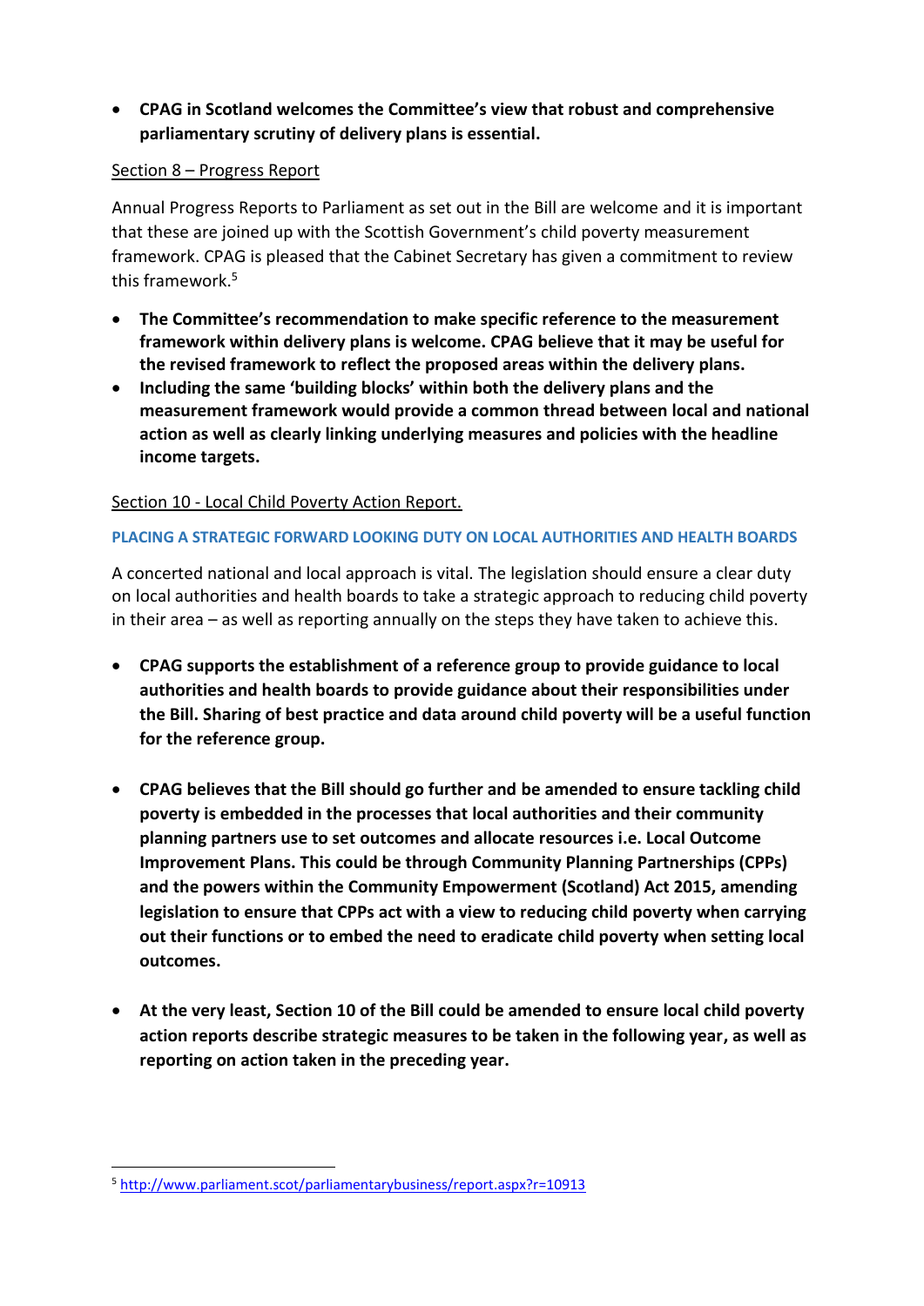- **CPAG in Scotland welcomes the Committee's view that robust and comprehensive parliamentary scrutiny of delivery plans is essential.**

Section 8 – Progress Report

Annual Progress Reports to Parliament as set out in the Bill are welcome and it is important that these are joined up with the Scottish Government's child poverty measurement framework. CPAG is pleased that the Cabinet Secretary has given a commitment to review this framework.[5]

- **The Committee's recommendation to make specific reference to the measurement framework within delivery plans is welcome. CPAG believe that it may be useful for the revised framework to reflect the proposed areas within the delivery plans.**
- **Including the same 'building blocks' within both the delivery plans and the measurement framework would provide a common thread between local and national action as well as clearly linking underlying measures and policies with the headline income targets.**

Section 10 - Local Child Poverty Action Report.

#### PLACING A STRATEGIC FORWARD LOOKING DUTY ON LOCAL AUTHORITIES AND HEALTH BOARDS

A concerted national and local approach is vital. The legislation should ensure a clear duty on local authorities and health boards to take a strategic approach to reducing child poverty in their area – as well as reporting annually on the steps they have taken to achieve this.

- **CPAG supports the establishment of a reference group to provide guidance to local authorities and health boards to provide guidance about their responsibilities under the Bill. Sharing of best practice and data around child poverty will be a useful function for the reference group.**

- **CPAG believes that the Bill should go further and be amended to ensure tackling child poverty is embedded in the processes that local authorities and their community planning partners use to set outcomes and allocate resources i.e. Local Outcome Improvement Plans. This could be through Community Planning Partnerships (CPPs) and the powers within the Community Empowerment (Scotland) Act 2015, amending legislation to ensure that CPPs act with a view to reducing child poverty when carrying out their functions or to embed the need to eradicate child poverty when setting local outcomes.**

- **At the very least, Section 10 of the Bill could be amended to ensure local child poverty action reports describe strategic measures to be taken in the following year, as well as reporting on action taken in the preceding year.**

---

[5] http://www.parliament.scot/parliamentarybusiness/report.aspx?r=10913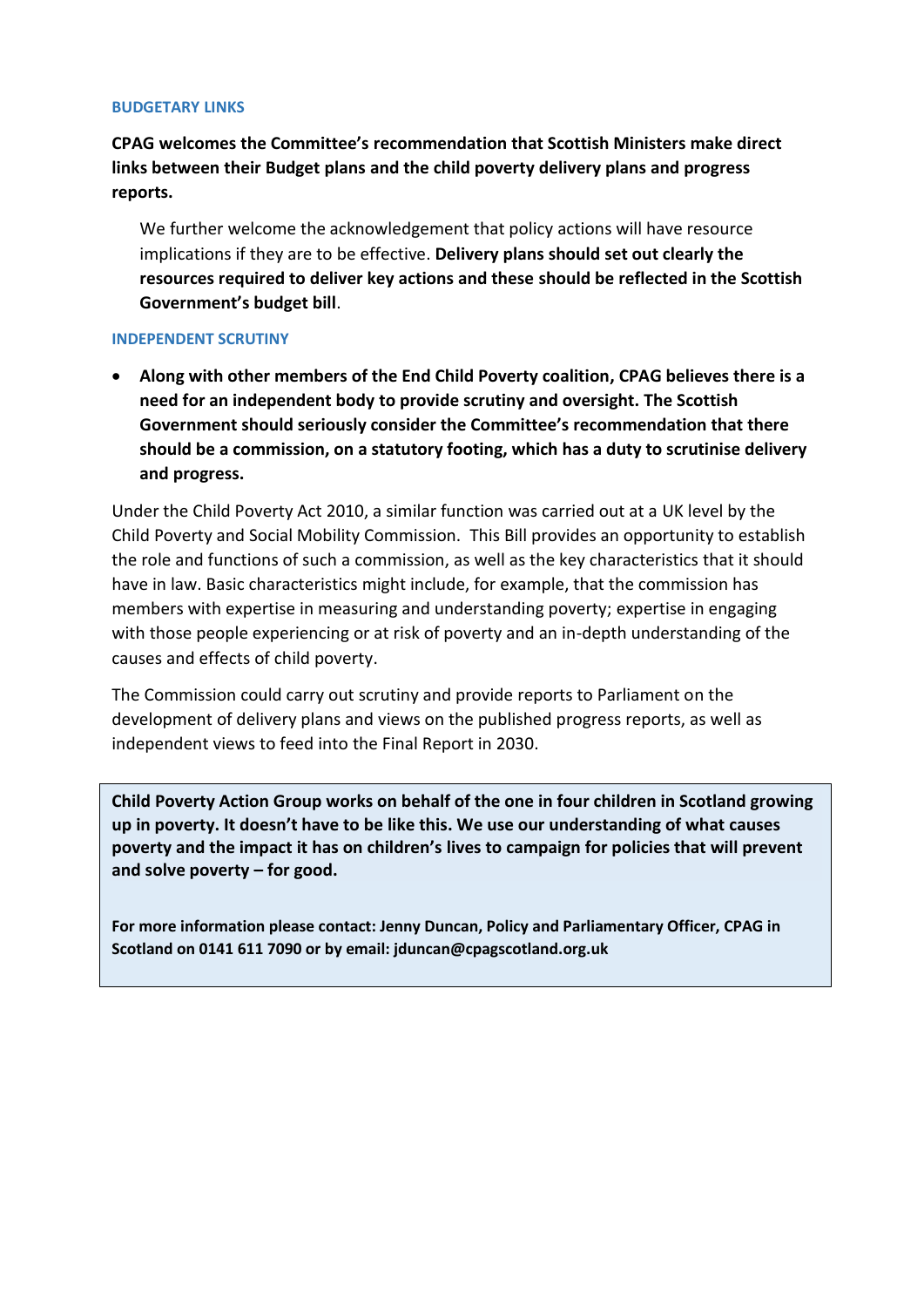### BUDGETARY LINKS

**CPAG welcomes the Committee's recommendation that Scottish Ministers make direct links between their Budget plans and the child poverty delivery plans and progress reports.**

We further welcome the acknowledgement that policy actions will have resource implications if they are to be effective. **Delivery plans should set out clearly the resources required to deliver key actions and these should be reflected in the Scottish Government's budget bill**.

### INDEPENDENT SCRUTINY

- **Along with other members of the End Child Poverty coalition, CPAG believes there is a need for an independent body to provide scrutiny and oversight. The Scottish Government should seriously consider the Committee's recommendation that there should be a commission, on a statutory footing, which has a duty to scrutinise delivery and progress.**

Under the Child Poverty Act 2010, a similar function was carried out at a UK level by the Child Poverty and Social Mobility Commission. This Bill provides an opportunity to establish the role and functions of such a commission, as well as the key characteristics that it should have in law. Basic characteristics might include, for example, that the commission has members with expertise in measuring and understanding poverty; expertise in engaging with those people experiencing or at risk of poverty and an in-depth understanding of the causes and effects of child poverty.

The Commission could carry out scrutiny and provide reports to Parliament on the development of delivery plans and views on the published progress reports, as well as independent views to feed into the Final Report in 2030.

**Child Poverty Action Group works on behalf of the one in four children in Scotland growing up in poverty. It doesn't have to be like this. We use our understanding of what causes poverty and the impact it has on children's lives to campaign for policies that will prevent and solve poverty – for good.**

**For more information please contact: Jenny Duncan, Policy and Parliamentary Officer, CPAG in Scotland on 0141 611 7090 or by email: jduncan@cpagscotland.org.uk**